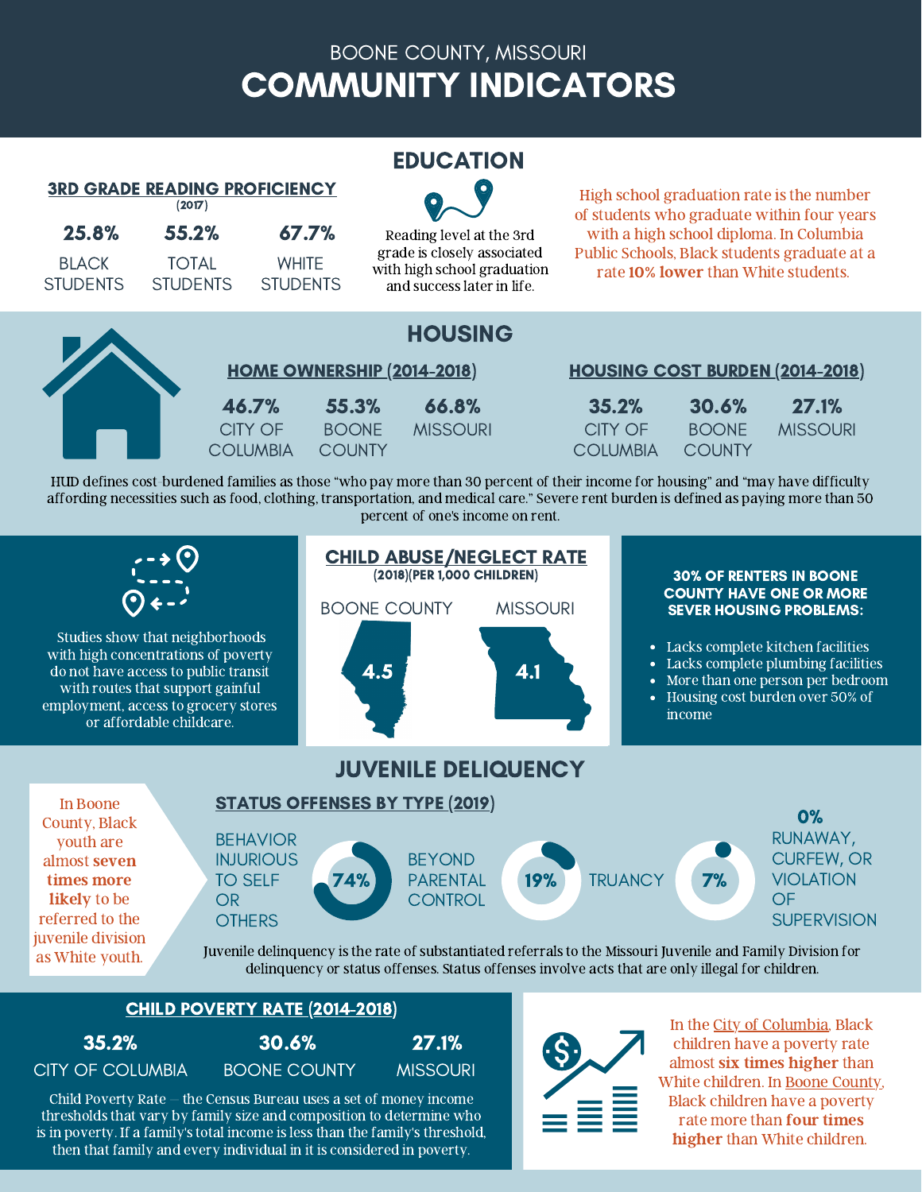BOONE COUNTY, MISSOURI

# COMMUNITY INDICATORS

## EDUCATION

### 3RD GRADE READING PROFICIENCY

(2017)

| | | |
|---|---|---|
| 25.8% | 55.2% | 67.7% |
| BLACK STUDENTS | TOTAL STUDENTS | WHITE STUDENTS |

Reading level at the 3rd grade is closely associated with high school graduation and success later in life.

High school graduation rate is the number of students who graduate within four years with a high school diploma. In Columbia Public Schools, Black students graduate at a rate **10% lower** than White students.

## HOUSING

### HOME OWNERSHIP (2014-2018)

| | | |
|---|---|---|
| 46.7% | 55.3% | 66.8% |
| CITY OF COLUMBIA | BOONE COUNTY | MISSOURI |

### HOUSING COST BURDEN (2014-2018)

| | | |
|---|---|---|
| 35.2% | 30.6% | 27.1% |
| CITY OF COLUMBIA | BOONE COUNTY | MISSOURI |

HUD defines cost-burdened families as those "who pay more than 30 percent of their income for housing" and "may have difficulty affording necessities such as food, clothing, transportation, and medical care." Severe rent burden is defined as paying more than 50 percent of one's income on rent.

Studies show that neighborhoods with high concentrations of poverty do not have access to public transit with routes that support gainful employment, access to grocery stores or affordable childcare.

### CHILD ABUSE/NEGLECT RATE

(2018)(PER 1,000 CHILDREN)

BOONE COUNTY

4.5

MISSOURI

4.1

**30% OF RENTERS IN BOONE COUNTY HAVE ONE OR MORE SEVER HOUSING PROBLEMS:**

- Lacks complete kitchen facilities
- Lacks complete plumbing facilities
- More than one person per bedroom
- Housing cost burden over 50% of income

## JUVENILE DELIQUENCY

In Boone County, Black youth are almost **seven times more likely** to be referred to the juvenile division as White youth.

### STATUS OFFENSES BY TYPE (2019)

BEHAVIOR INJURIOUS TO SELF OR OTHERS

74%

BEYOND PARENTAL CONTROL

19%

TRUANCY

7%

0%

RUNAWAY, CURFEW, OR VIOLATION OF SUPERVISION

Juvenile delinquency is the rate of substantiated referrals to the Missouri Juvenile and Family Division for delinquency or status offenses. Status offenses involve acts that are only illegal for children.

### CHILD POVERTY RATE (2014-2018)

| | | |
|---|---|---|
| 35.2% | 30.6% | 27.1% |
| CITY OF COLUMBIA | BOONE COUNTY | MISSOURI |

Child Poverty Rate – the Census Bureau uses a set of money income thresholds that vary by family size and composition to determine who is in poverty. If a family's total income is less than the family's threshold, then that family and every individual in it is considered in poverty.

In the City of Columbia, Black children have a poverty rate almost **six times higher** than White children. In Boone County, Black children have a poverty rate more than **four times higher** than White children.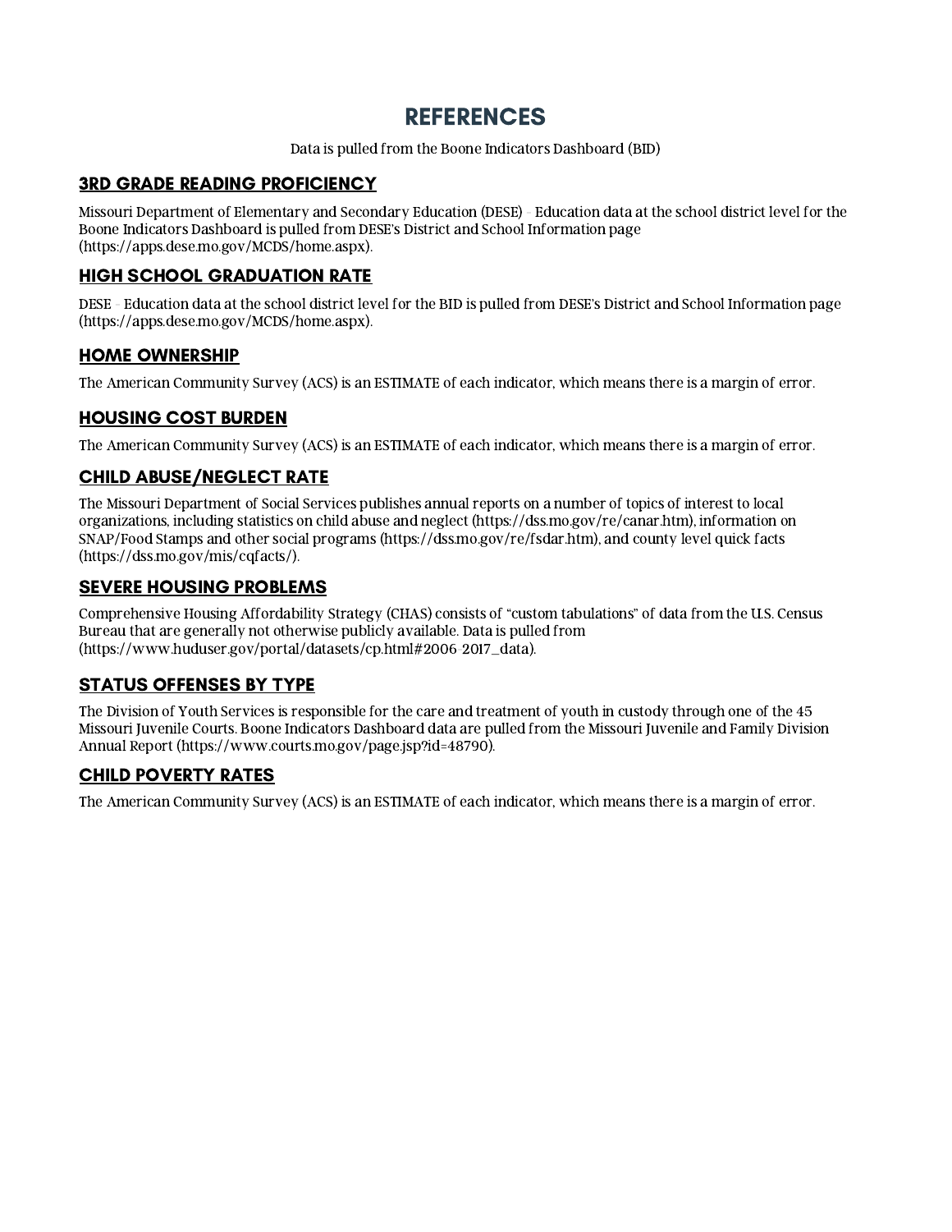# REFERENCES

Data is pulled from the Boone Indicators Dashboard (BID)

## 3RD GRADE READING PROFICIENCY

Missouri Department of Elementary and Secondary Education (DESE) - Education data at the school district level for the Boone Indicators Dashboard is pulled from DESE's District and School Information page (https://apps.dese.mo.gov/MCDS/home.aspx).

## HIGH SCHOOL GRADUATION RATE

DESE - Education data at the school district level for the BID is pulled from DESE's District and School Information page (https://apps.dese.mo.gov/MCDS/home.aspx).

## HOME OWNERSHIP

The American Community Survey (ACS) is an ESTIMATE of each indicator, which means there is a margin of error.

## HOUSING COST BURDEN

The American Community Survey (ACS) is an ESTIMATE of each indicator, which means there is a margin of error.

## CHILD ABUSE/NEGLECT RATE

The Missouri Department of Social Services publishes annual reports on a number of topics of interest to local organizations, including statistics on child abuse and neglect (https://dss.mo.gov/re/canar.htm), information on SNAP/Food Stamps and other social programs (https://dss.mo.gov/re/fsdar.htm), and county level quick facts (https://dss.mo.gov/mis/cqfacts/).

## SEVERE HOUSING PROBLEMS

Comprehensive Housing Affordability Strategy (CHAS) consists of "custom tabulations" of data from the U.S. Census Bureau that are generally not otherwise publicly available. Data is pulled from (https://www.huduser.gov/portal/datasets/cp.html#2006-2017_data).

## STATUS OFFENSES BY TYPE

The Division of Youth Services is responsible for the care and treatment of youth in custody through one of the 45 Missouri Juvenile Courts. Boone Indicators Dashboard data are pulled from the Missouri Juvenile and Family Division Annual Report (https://www.courts.mo.gov/page.jsp?id=48790).

## CHILD POVERTY RATES

The American Community Survey (ACS) is an ESTIMATE of each indicator, which means there is a margin of error.